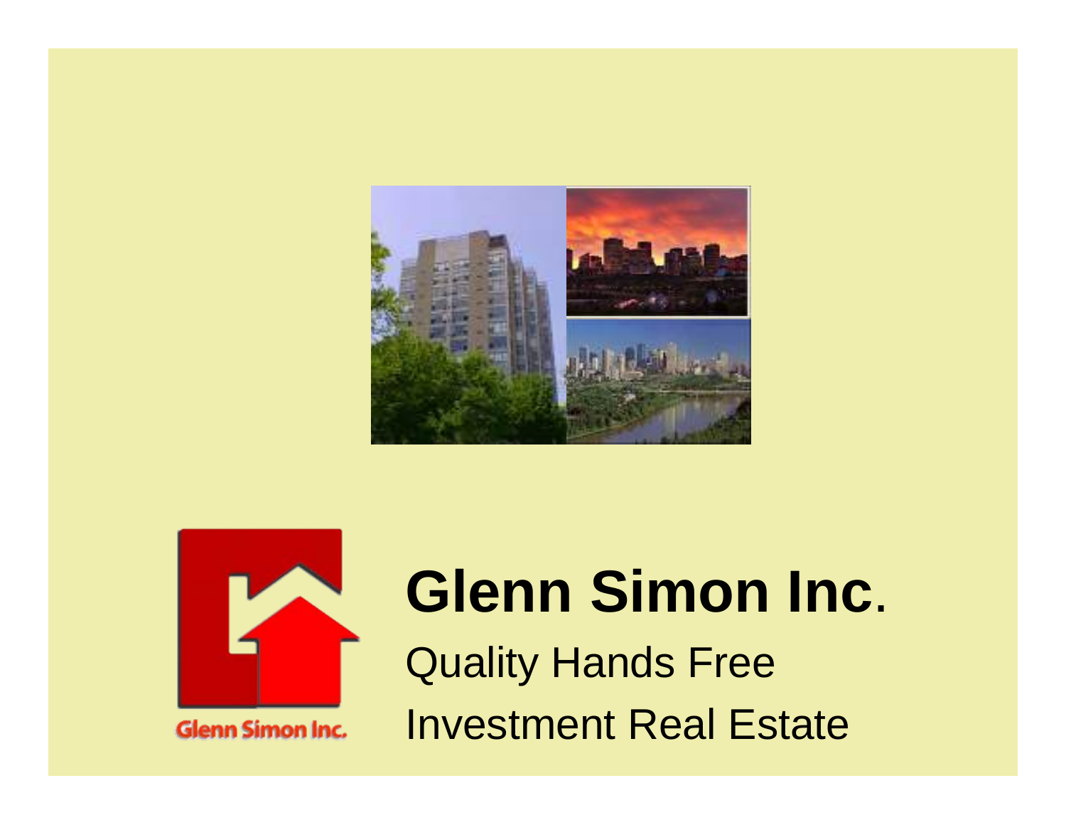# Glenn Simon Inc.

Quality Hands Free

Investment Real Estate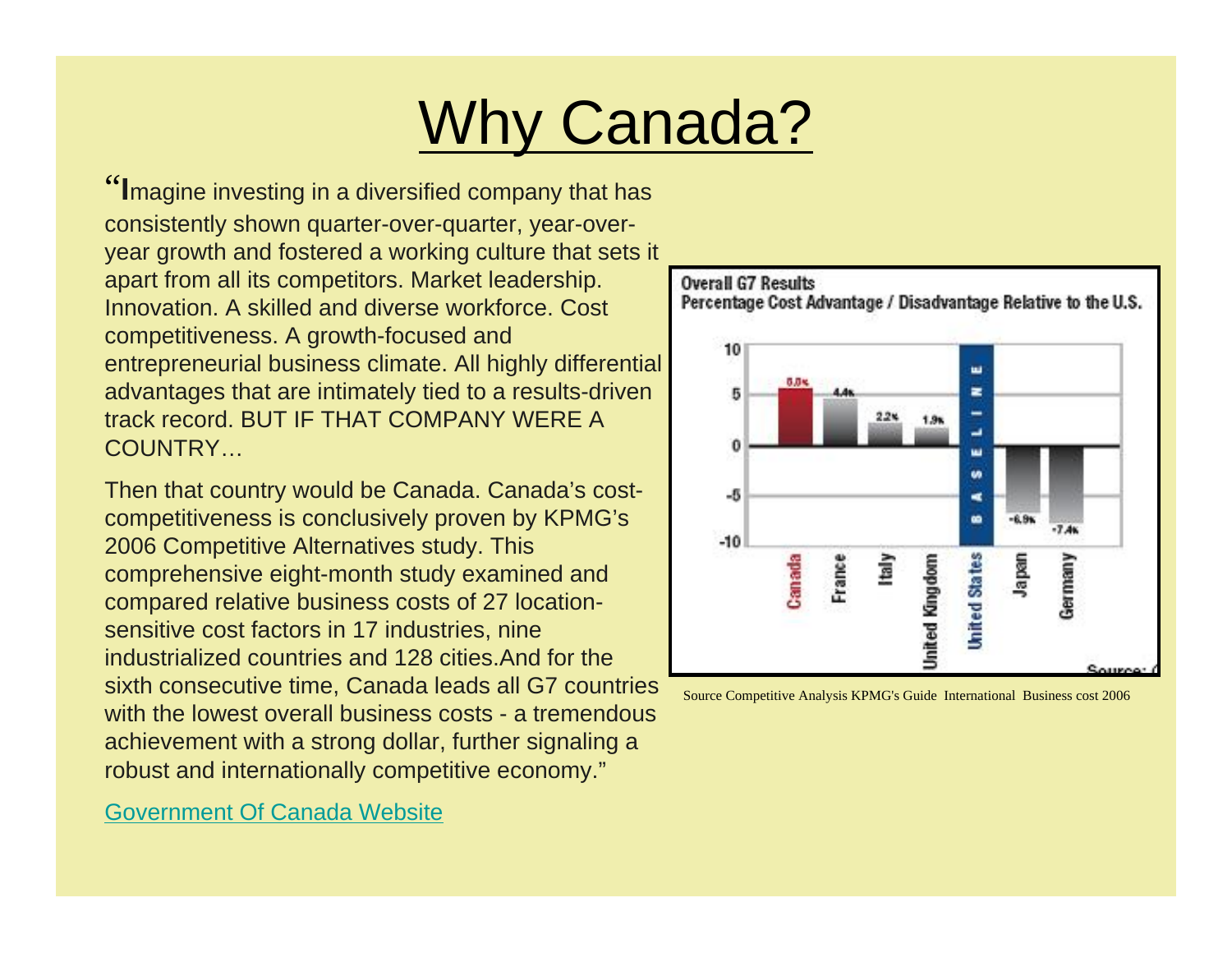# Why Canada?

"**I**magine investing in a diversified company that has consistently shown quarter-over-quarter, year-over-year growth and fostered a working culture that sets it apart from all its competitors. Market leadership. Innovation. A skilled and diverse workforce. Cost competitiveness. A growth-focused and entrepreneurial business climate. All highly differential advantages that are intimately tied to a results-driven track record. BUT IF THAT COMPANY WERE A COUNTRY…

Then that country would be Canada. Canada's cost-competitiveness is conclusively proven by KPMG's 2006 Competitive Alternatives study. This comprehensive eight-month study examined and compared relative business costs of 27 location-sensitive cost factors in 17 industries, nine industrialized countries and 128 cities.And for the sixth consecutive time, Canada leads all G7 countries with the lowest overall business costs - a tremendous achievement with a strong dollar, further signaling a robust and internationally competitive economy."

[Government Of Canada Website]()

**Overall G7 Results**
**Percentage Cost Advantage / Disadvantage Relative to the U.S.**

| Country | Cost Advantage / Disadvantage |
|---|---|
| Canada | 6.0% |
| France | 4.4% |
| Italy | 2.2% |
| United Kingdom | 1.9% |
| United States | BASELINE |
| Japan | -6.9% |
| Germany | -7.4% |

Source Competitive Analysis KPMG's Guide International Business cost 2006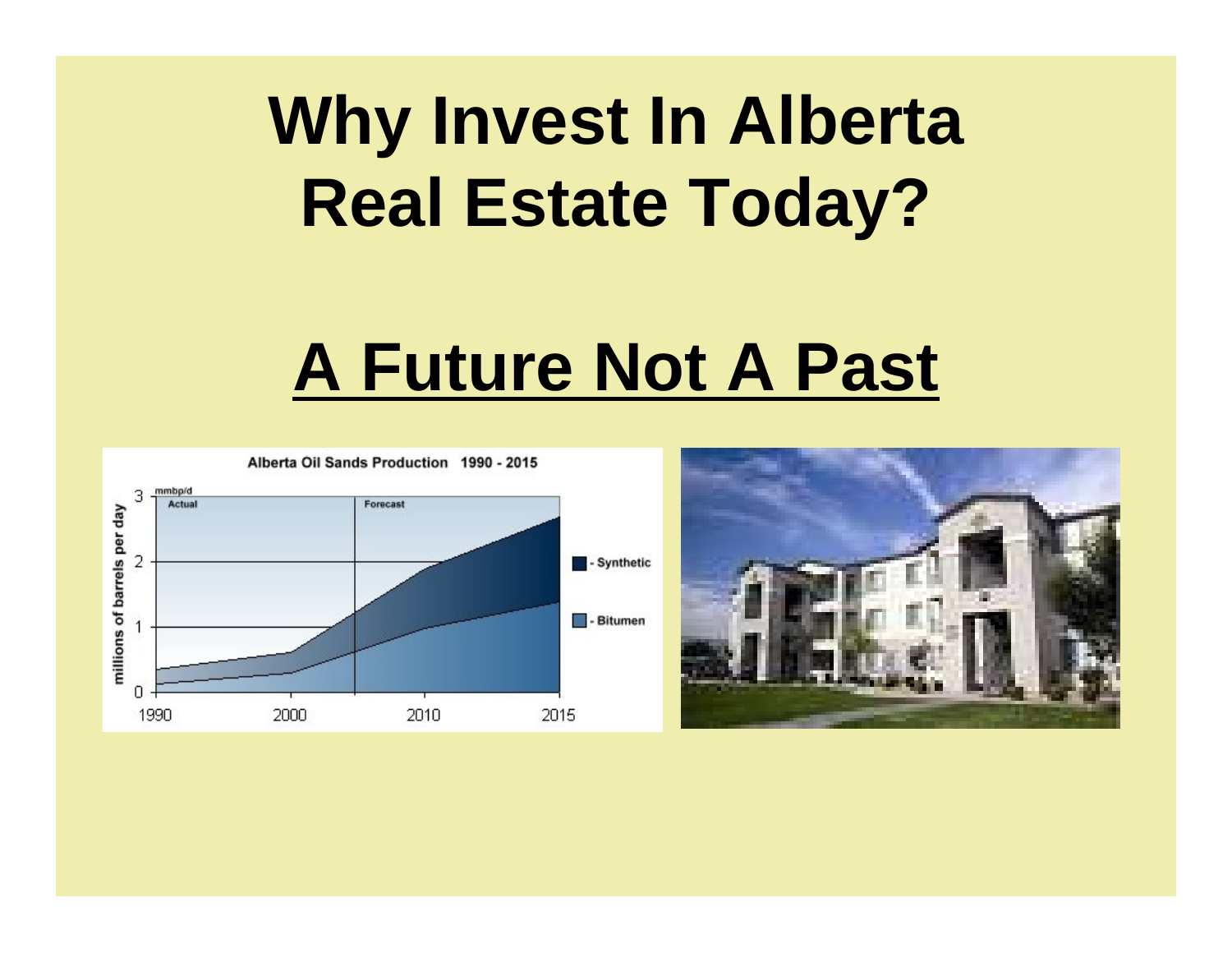# Why Invest In Alberta Real Estate Today?

## A Future Not A Past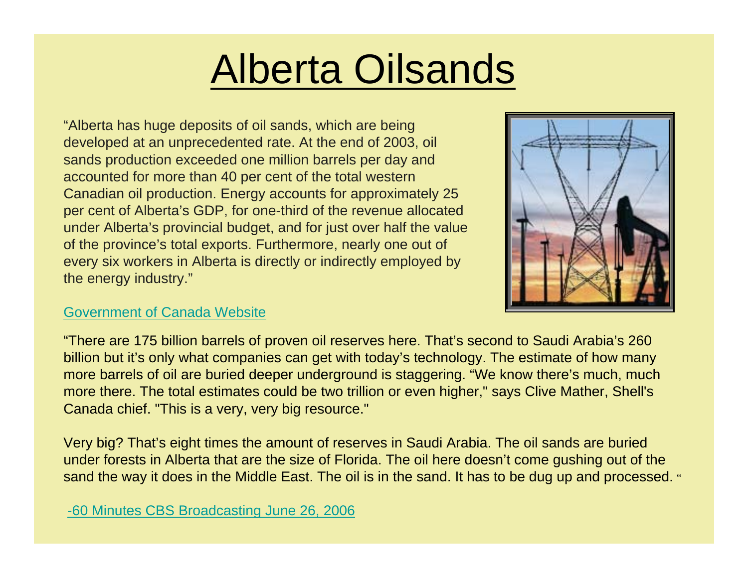# Alberta Oilsands

"Alberta has huge deposits of oil sands, which are being developed at an unprecedented rate. At the end of 2003, oil sands production exceeded one million barrels per day and accounted for more than 40 per cent of the total western Canadian oil production. Energy accounts for approximately 25 per cent of Alberta's GDP, for one-third of the revenue allocated under Alberta's provincial budget, and for just over half the value of the province's total exports. Furthermore, nearly one out of every six workers in Alberta is directly or indirectly employed by the energy industry."

Government of Canada Website

"There are 175 billion barrels of proven oil reserves here. That's second to Saudi Arabia's 260 billion but it's only what companies can get with today's technology. The estimate of how many more barrels of oil are buried deeper underground is staggering. "We know there's much, much more there. The total estimates could be two trillion or even higher," says Clive Mather, Shell's Canada chief. "This is a very, very big resource."

Very big? That's eight times the amount of reserves in Saudi Arabia. The oil sands are buried under forests in Alberta that are the size of Florida. The oil here doesn't come gushing out of the sand the way it does in the Middle East. The oil is in the sand. It has to be dug up and processed. "

-60 Minutes CBS Broadcasting June 26, 2006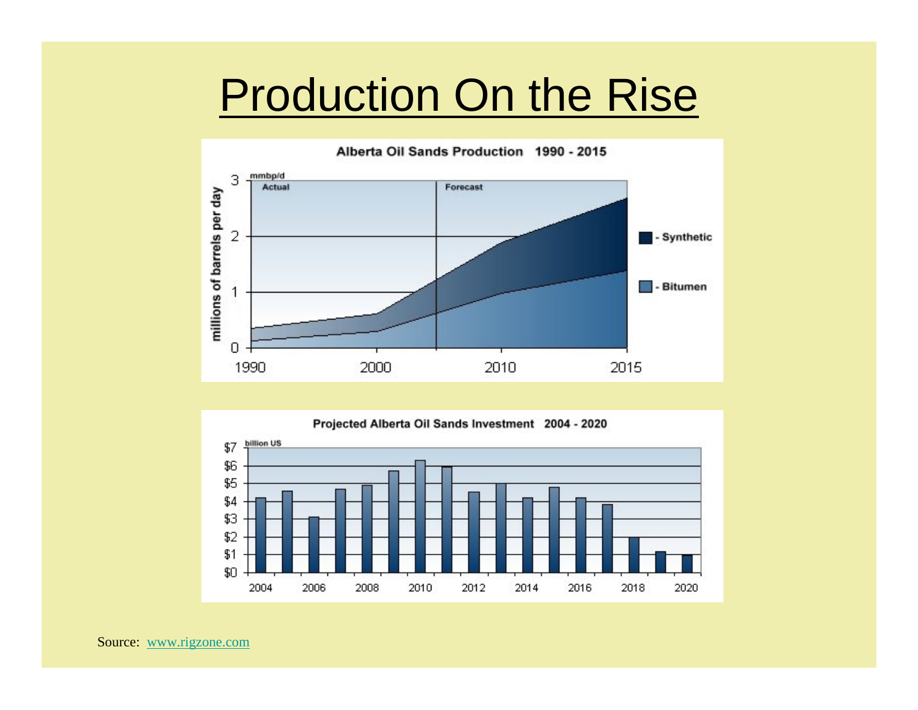# Production On the Rise

**Alberta Oil Sands Production 1990 - 2015**

mmbp/d

Actual | Forecast

millions of barrels per day

3, 2, 1, 0

1990, 2000, 2010, 2015

- Synthetic
- Bitumen

**Projected Alberta Oil Sands Investment 2004 - 2020**

billion US

$7, $6, $5, $4, $3, $2, $1, $0

2004, 2006, 2008, 2010, 2012, 2014, 2016, 2018, 2020

Source: [www.rigzone.com](http://www.rigzone.com)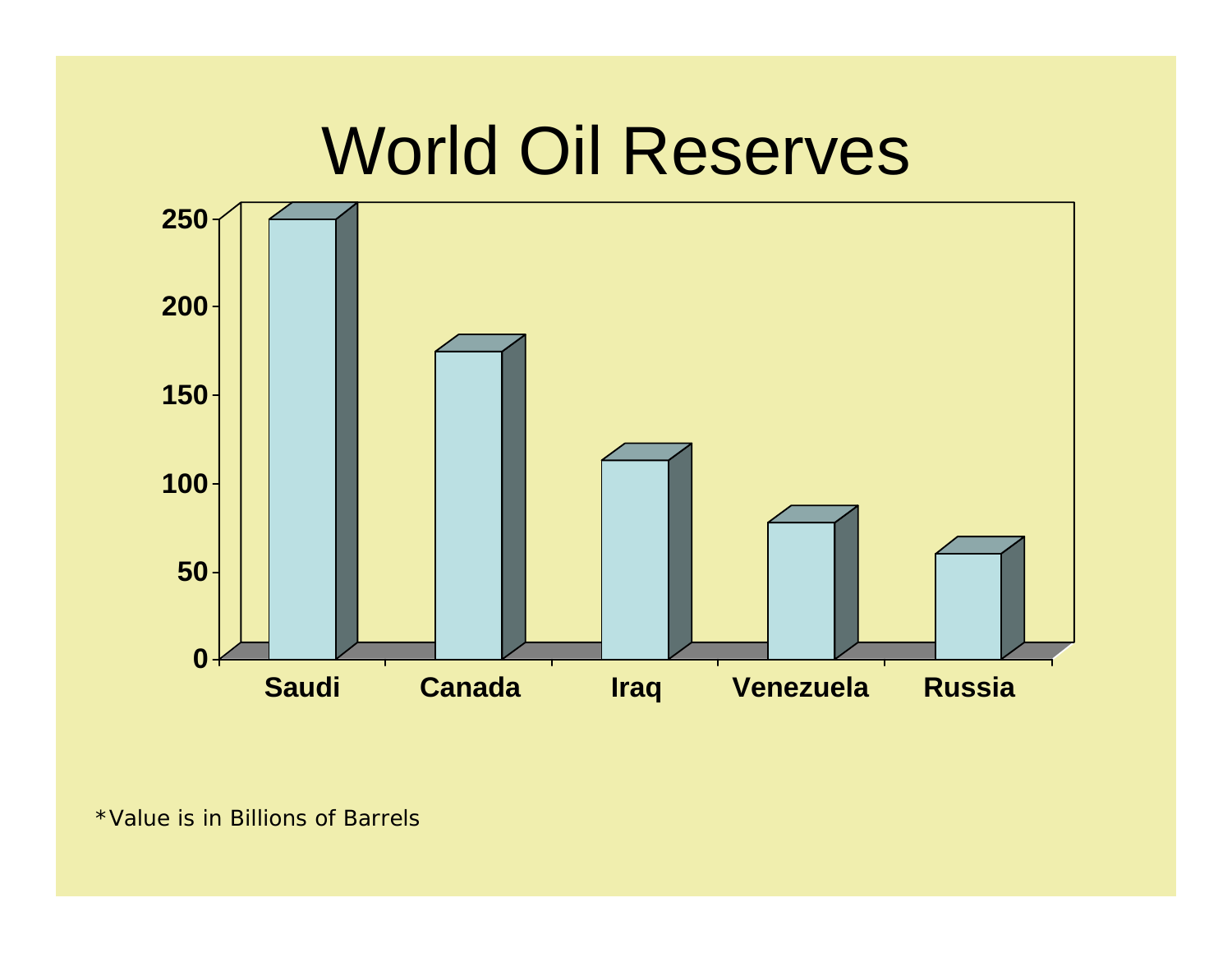# World Oil Reserves

| Country | Value |
|---|---|
| Saudi | 250 |
| Canada | 175 |
| Iraq | 113 |
| Venezuela | 78 |
| Russia | 60 |

*Value is in Billions of Barrels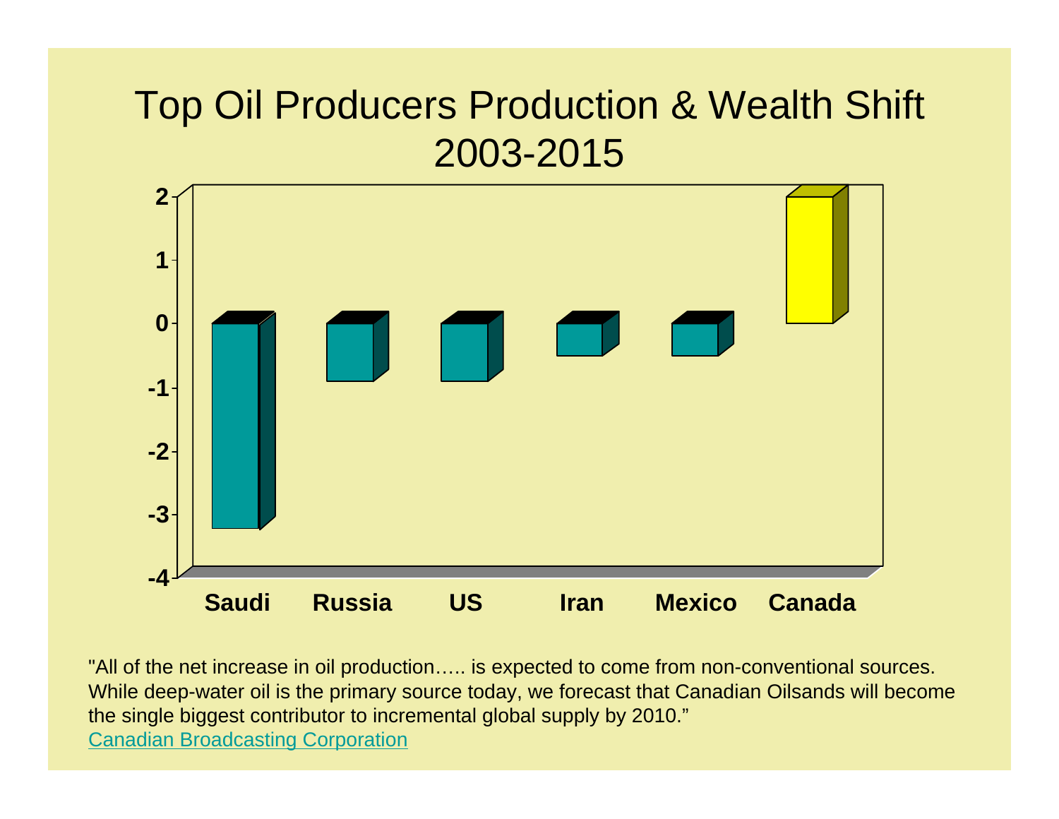# Top Oil Producers Production & Wealth Shift 2003-2015

| Country | Value |
|---|---|
| Saudi | -3.2 |
| Russia | -0.9 |
| US | -0.9 |
| Iran | -0.5 |
| Mexico | -0.5 |
| Canada | 2 |

"All of the net increase in oil production….. is expected to come from non-conventional sources. While deep-water oil is the primary source today, we forecast that Canadian Oilsands will become the single biggest contributor to incremental global supply by 2010."
[Canadian Broadcasting Corporation]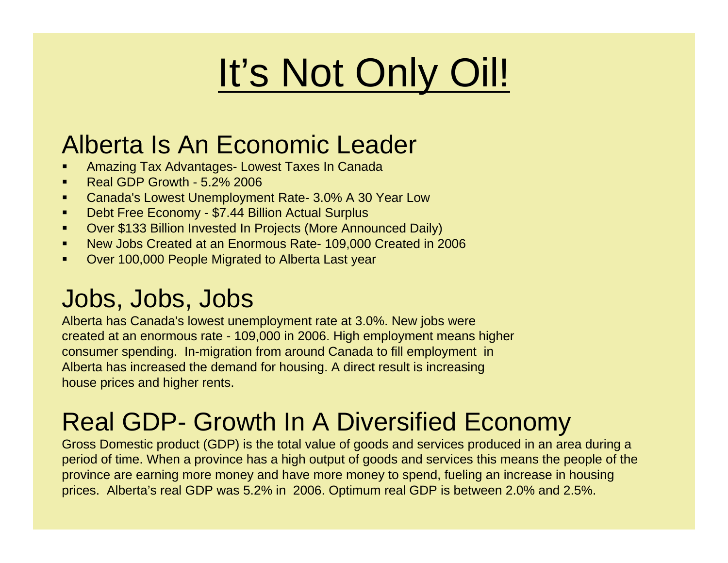# It's Not Only Oil!

## Alberta Is An Economic Leader

- Amazing Tax Advantages- Lowest Taxes In Canada
- Real GDP Growth - 5.2% 2006
- Canada's Lowest Unemployment Rate- 3.0% A 30 Year Low
- Debt Free Economy - $7.44 Billion Actual Surplus
- Over $133 Billion Invested In Projects (More Announced Daily)
- New Jobs Created at an Enormous Rate- 109,000 Created in 2006
- Over 100,000 People Migrated to Alberta Last year

## Jobs, Jobs, Jobs

Alberta has Canada's lowest unemployment rate at 3.0%. New jobs were created at an enormous rate - 109,000 in 2006. High employment means higher consumer spending. In-migration from around Canada to fill employment in Alberta has increased the demand for housing. A direct result is increasing house prices and higher rents.

## Real GDP- Growth In A Diversified Economy

Gross Domestic product (GDP) is the total value of goods and services produced in an area during a period of time. When a province has a high output of goods and services this means the people of the province are earning more money and have more money to spend, fueling an increase in housing prices. Alberta's real GDP was 5.2% in 2006. Optimum real GDP is between 2.0% and 2.5%.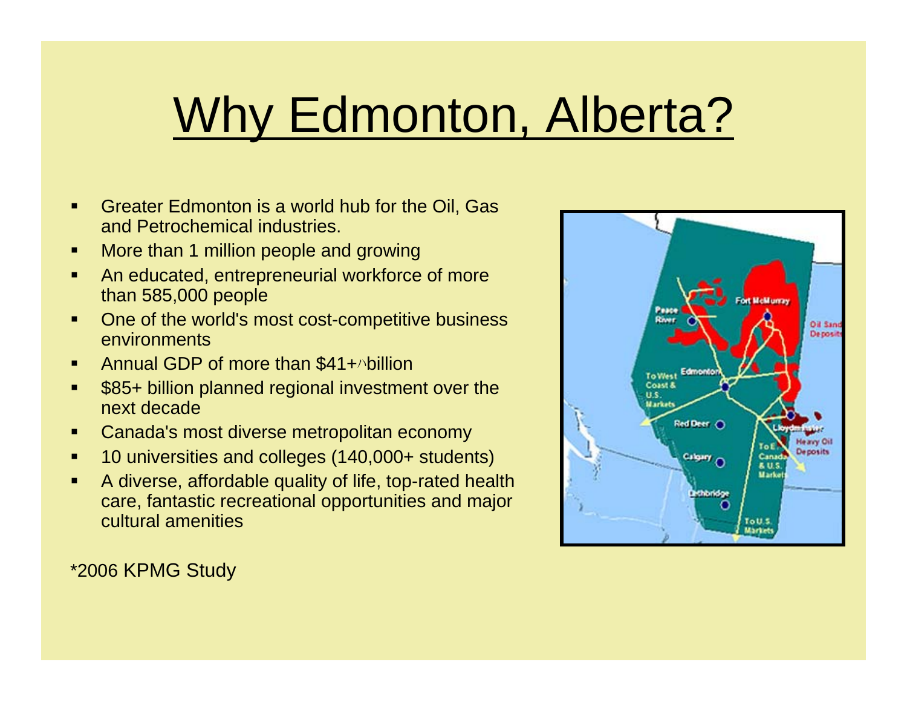# Why Edmonton, Alberta?

- Greater Edmonton is a world hub for the Oil, Gas and Petrochemical industries.
- More than 1 million people and growing
- An educated, entrepreneurial workforce of more than 585,000 people
- One of the world's most cost-competitive business environments
- Annual GDP of more than $41+^ billion
- $85+ billion planned regional investment over the next decade
- Canada's most diverse metropolitan economy
- 10 universities and colleges (140,000+ students)
- A diverse, affordable quality of life, top-rated health care, fantastic recreational opportunities and major cultural amenities

*2006 KPMG Study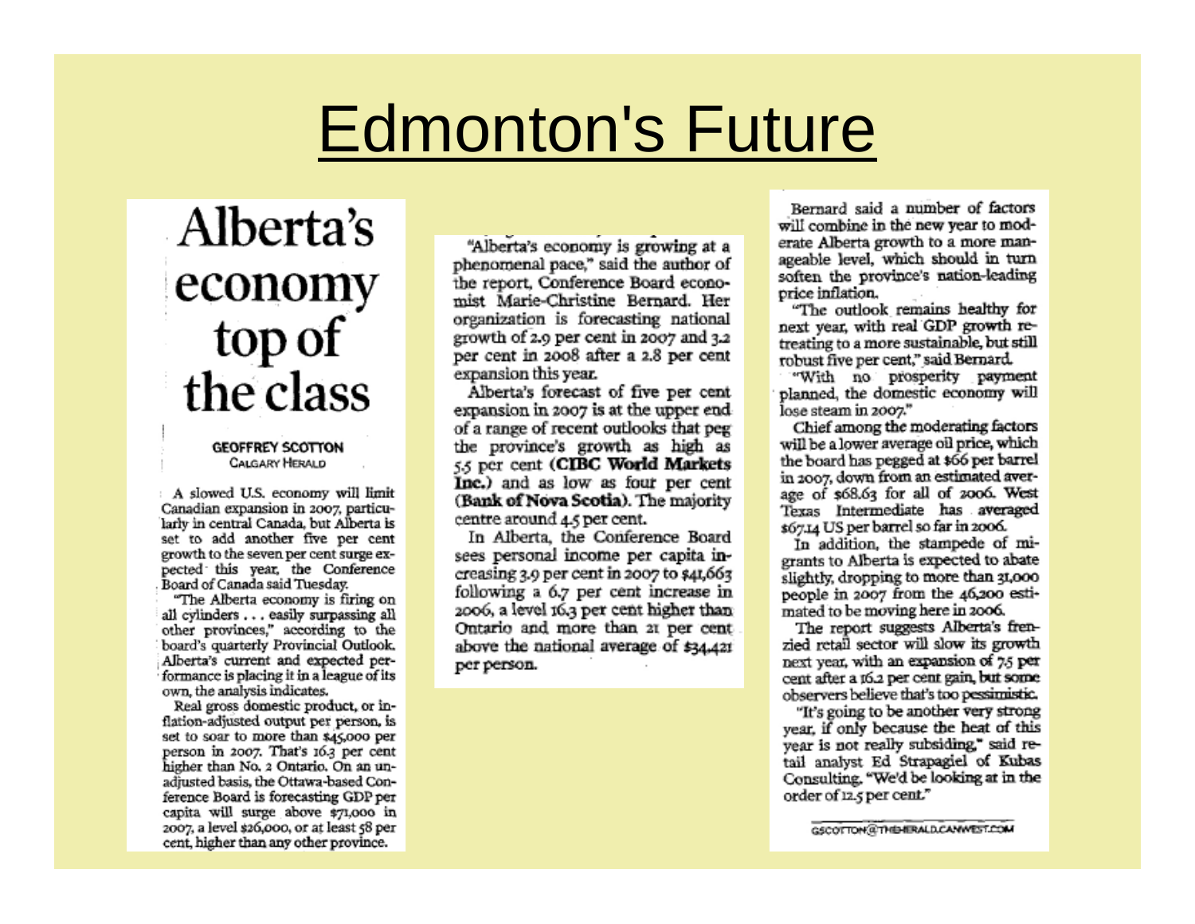# Edmonton's Future

## Alberta's economy top of the class

**GEOFFREY SCOTTON**
CALGARY HERALD

A slowed U.S. economy will limit Canadian expansion in 2007, particularly in central Canada, but Alberta is set to add another five per cent growth to the seven per cent surge expected this year, the Conference Board of Canada said Tuesday.

"The Alberta economy is firing on all cylinders . . . easily surpassing all other provinces," according to the board's quarterly Provincial Outlook. Alberta's current and expected performance is placing it in a league of its own, the analysis indicates.

Real gross domestic product, or inflation-adjusted output per person, is set to soar to more than $45,000 per person in 2007. That's 16.3 per cent higher than No. 2 Ontario. On an unadjusted basis, the Ottawa-based Conference Board is forecasting GDP per capita will surge above $71,000 in 2007, a level $26,000, or at least 58 per cent, higher than any other province.

"Alberta's economy is growing at a phenomenal pace," said the author of the report, Conference Board economist Marie-Christine Bernard. Her organization is forecasting national growth of 2.9 per cent in 2007 and 3.2 per cent in 2008 after a 2.8 per cent expansion this year.

Alberta's forecast of five per cent expansion in 2007 is at the upper end of a range of recent outlooks that peg the province's growth as high as 5.5 per cent (**CIBC World Markets Inc.**) and as low as four per cent (**Bank of Nova Scotia**). The majority centre around 4.5 per cent.

In Alberta, the Conference Board sees personal income per capita increasing 3.9 per cent in 2007 to $41,663 following a 6.7 per cent increase in 2006, a level 16.3 per cent higher than Ontario and more than 21 per cent above the national average of $34,421 per person.

Bernard said a number of factors will combine in the new year to moderate Alberta growth to a more manageable level, which should in turn soften the province's nation-leading price inflation.

"The outlook remains healthy for next year, with real GDP growth retreating to a more sustainable, but still robust five per cent," said Bernard.

"With no prosperity payment planned, the domestic economy will lose steam in 2007."

Chief among the moderating factors will be a lower average oil price, which the board has pegged at $66 per barrel in 2007, down from an estimated average of $68.63 for all of 2006. West Texas Intermediate has averaged $67.14 US per barrel so far in 2006.

In addition, the stampede of migrants to Alberta is expected to abate slightly, dropping to more than 31,000 people in 2007 from the 46,200 estimated to be moving here in 2006.

The report suggests Alberta's frenzied retail sector will slow its growth next year, with an expansion of 7.5 per cent after a 16.2 per cent gain, but some observers believe that's too pessimistic.

"It's going to be another very strong year, if only because the heat of this year is not really subsiding," said retail analyst Ed Strapagiel of Kubas Consulting. "We'd be looking at in the order of 12.5 per cent."

GSCOTTON@THEHERALD.CANWEST.COM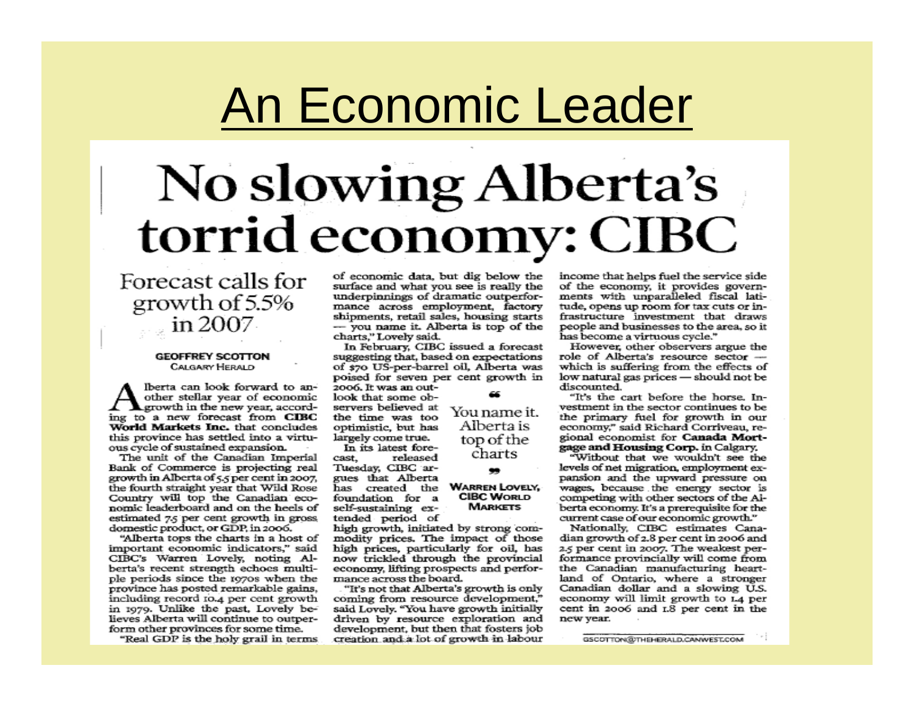# An Economic Leader

# No slowing Alberta's torrid economy: CIBC

## Forecast calls for growth of 5.5% in 2007

**GEOFFREY SCOTTON**
CALGARY HERALD

Alberta can look forward to another stellar year of economic growth in the new year, according to a new forecast from **CIBC World Markets Inc.** that concludes this province has settled into a virtuous cycle of sustained expansion.

The unit of the Canadian Imperial Bank of Commerce is projecting real growth in Alberta of 5.5 per cent in 2007, the fourth straight year that Wild Rose Country will top the Canadian economic leaderboard and on the heels of estimated 7.5 per cent growth in gross domestic product, or GDP, in 2006.

"Alberta tops the charts in a host of important economic indicators," said CIBC's Warren Lovely, noting Alberta's recent strength echoes multiple periods since the 1970s when the province has posted remarkable gains, including record 10.4 per cent growth in 1979. Unlike the past, Lovely believes Alberta will continue to outperform other provinces for some time.

"Real GDP is the holy grail in terms of economic data, but dig below the surface and what you see is really the underpinnings of dramatic outperformance across employment, factory shipments, retail sales, housing starts — you name it. Alberta is top of the charts," Lovely said.

In February, CIBC issued a forecast suggesting that, based on expectations of $70 US-per-barrel oil, Alberta was poised for seven per cent growth in 2006. It was an outlook that some observers believed at the time was too optimistic, but has largely come true.

> "You name it. Alberta is top of the charts"
>
> **WARREN LOVELY, CIBC WORLD MARKETS**

In its latest forecast, released Tuesday, CIBC argues that Alberta has created the foundation for a self-sustaining extended period of high growth, initiated by strong commodity prices. The impact of those high prices, particularly for oil, has now trickled through the provincial economy, lifting prospects and performance across the board.

"It's not that Alberta's growth is only coming from resource development," said Lovely. "You have growth initially driven by resource exploration and development, but then that fosters job creation and a lot of growth in labour income that helps fuel the service side of the economy, it provides governments with unparalleled fiscal latitude, opens up room for tax cuts or infrastructure investment that draws people and businesses to the area, so it has become a virtuous cycle."

However, other observers argue the role of Alberta's resource sector — which is suffering from the effects of low natural gas prices — should not be discounted.

"It's the cart before the horse. Investment in the sector continues to be the primary fuel for growth in our economy," said Richard Corriveau, regional economist for **Canada Mortgage and Housing Corp.** in Calgary.

"Without that we wouldn't see the levels of net migration, employment expansion and the upward pressure on wages, because the energy sector is competing with other sectors of the Alberta economy. It's a prerequisite for the current case of our economic growth."

Nationally, CIBC estimates Canadian growth of 2.8 per cent in 2006 and 2.5 per cent in 2007. The weakest performance provincially will come from the Canadian manufacturing heartland of Ontario, where a stronger Canadian dollar and a slowing U.S. economy will limit growth to 1.4 per cent in 2006 and 1.8 per cent in the new year.

GSCOTTON@THEHERALD.CANWEST.COM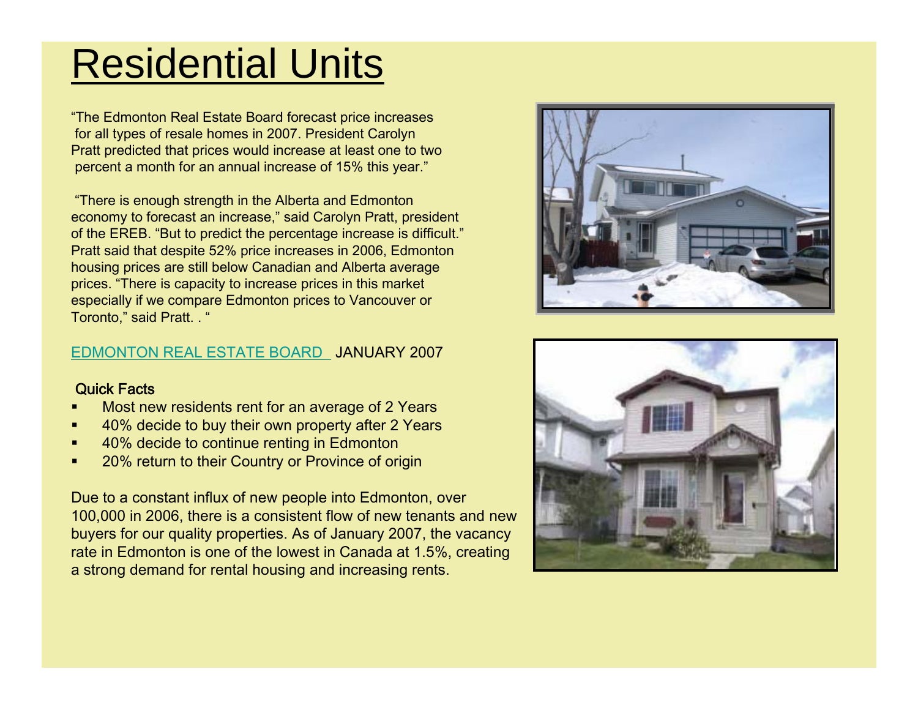# Residential Units

"The Edmonton Real Estate Board forecast price increases for all types of resale homes in 2007. President Carolyn Pratt predicted that prices would increase at least one to two percent a month for an annual increase of 15% this year."

"There is enough strength in the Alberta and Edmonton economy to forecast an increase," said Carolyn Pratt, president of the EREB. "But to predict the percentage increase is difficult." Pratt said that despite 52% price increases in 2006, Edmonton housing prices are still below Canadian and Alberta average prices. "There is capacity to increase prices in this market especially if we compare Edmonton prices to Vancouver or Toronto," said Pratt. . "

EDMONTON REAL ESTATE BOARD JANUARY 2007

**Quick Facts**

- Most new residents rent for an average of 2 Years
- 40% decide to buy their own property after 2 Years
- 40% decide to continue renting in Edmonton
- 20% return to their Country or Province of origin

Due to a constant influx of new people into Edmonton, over 100,000 in 2006, there is a consistent flow of new tenants and new buyers for our quality properties. As of January 2007, the vacancy rate in Edmonton is one of the lowest in Canada at 1.5%, creating a strong demand for rental housing and increasing rents.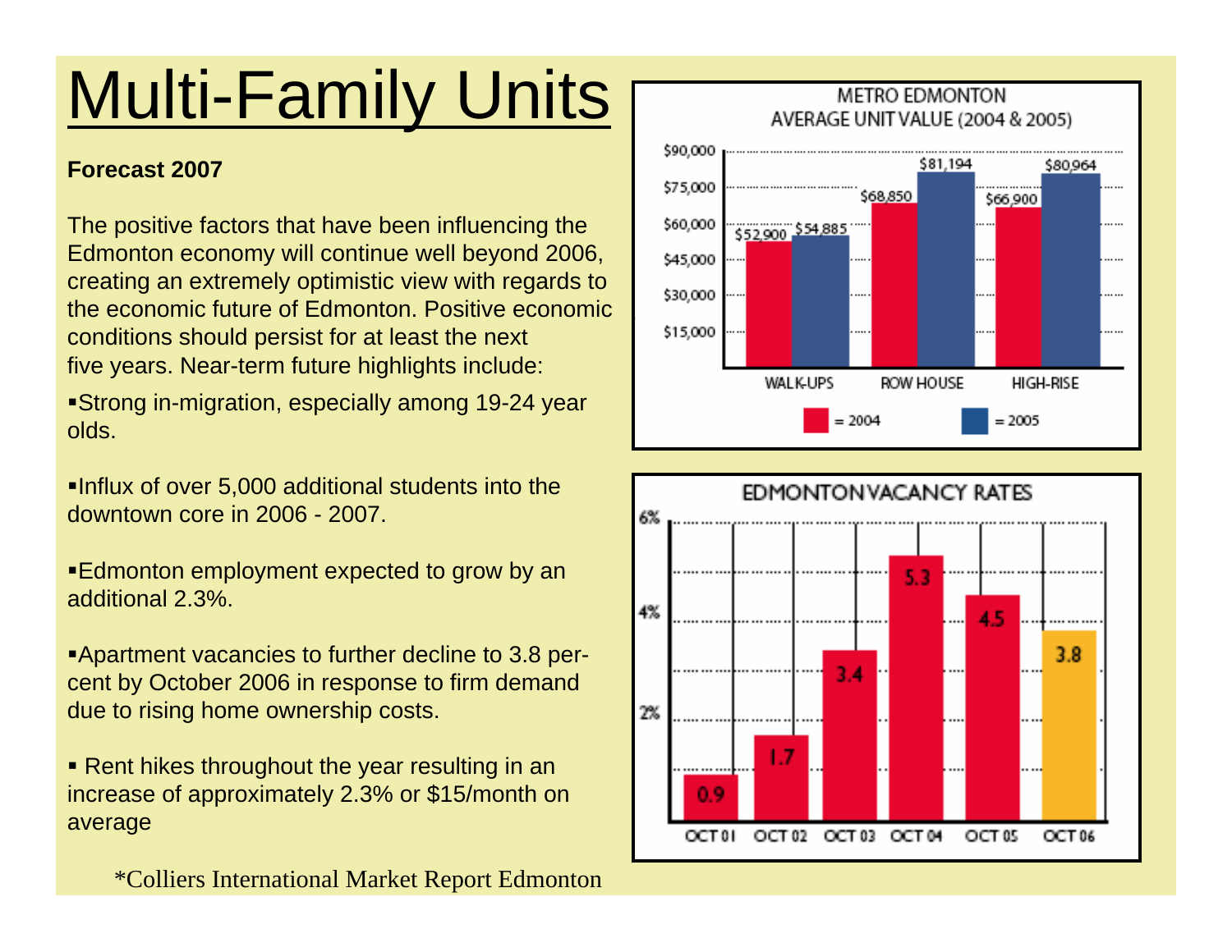# Multi-Family Units

**Forecast 2007**

The positive factors that have been influencing the Edmonton economy will continue well beyond 2006, creating an extremely optimistic view with regards to the economic future of Edmonton. Positive economic conditions should persist for at least the next five years. Near-term future highlights include:

- Strong in-migration, especially among 19-24 year olds.
- Influx of over 5,000 additional students into the downtown core in 2006 - 2007.
- Edmonton employment expected to grow by an additional 2.3%.
- Apartment vacancies to further decline to 3.8 per-cent by October 2006 in response to firm demand due to rising home ownership costs.
- Rent hikes throughout the year resulting in an increase of approximately 2.3% or $15/month on average

*Colliers International Market Report Edmonton

**METRO EDMONTON AVERAGE UNIT VALUE (2004 & 2005)**

| | 2004 | 2005 |
|---|---|---|
| WALK-UPS | $52,900 | $54,885 |
| ROW HOUSE | $68,850 | $81,194 |
| HIGH-RISE | $66,900 | $80,964 |

**EDMONTON VACANCY RATES**

| OCT 01 | OCT 02 | OCT 03 | OCT 04 | OCT 05 | OCT 06 |
|---|---|---|---|---|---|
| 0.9 | 1.7 | 3.4 | 5.3 | 4.5 | 3.8 |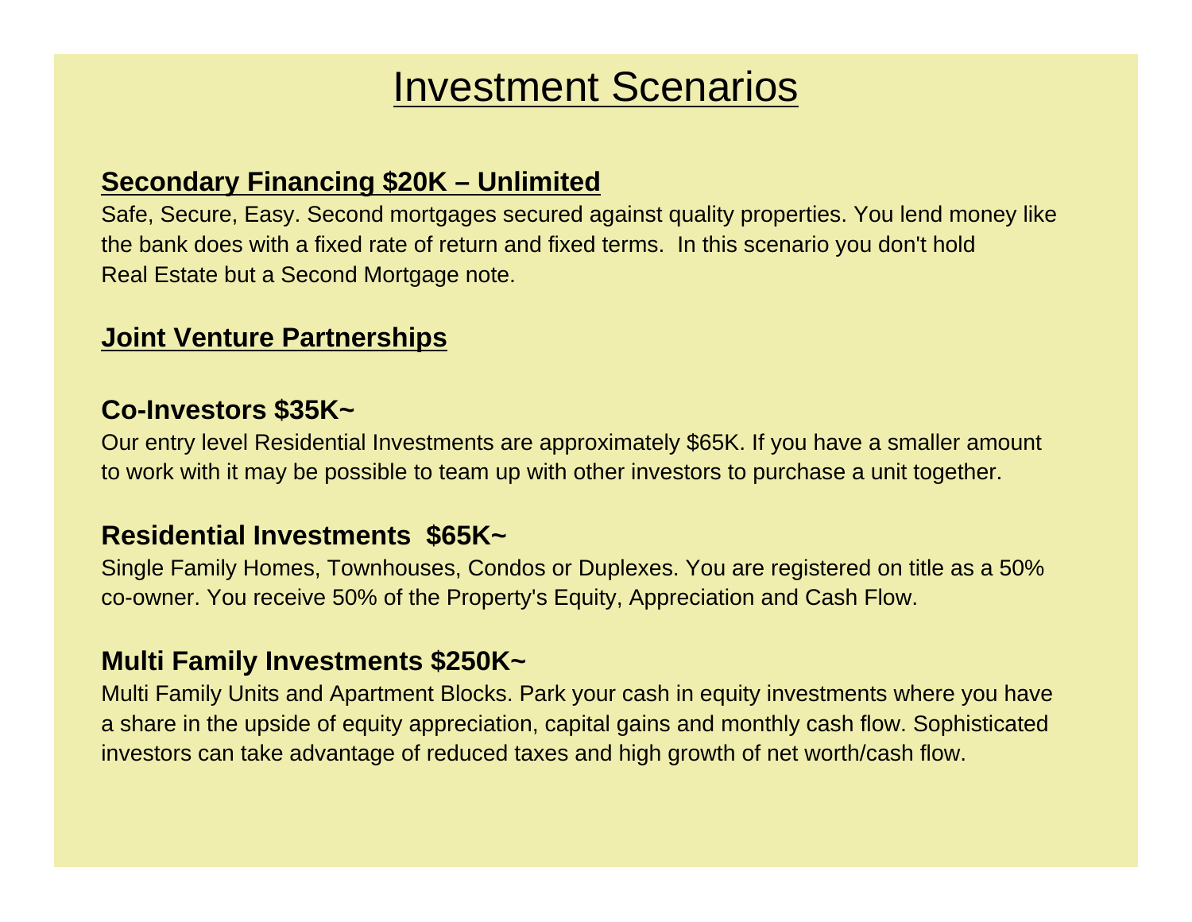# Investment Scenarios

## Secondary Financing $20K – Unlimited

Safe, Secure, Easy. Second mortgages secured against quality properties. You lend money like the bank does with a fixed rate of return and fixed terms. In this scenario you don't hold Real Estate but a Second Mortgage note.

## Joint Venture Partnerships

### Co-Investors $35K~

Our entry level Residential Investments are approximately $65K. If you have a smaller amount to work with it may be possible to team up with other investors to purchase a unit together.

### Residential Investments $65K~

Single Family Homes, Townhouses, Condos or Duplexes. You are registered on title as a 50% co-owner. You receive 50% of the Property's Equity, Appreciation and Cash Flow.

### Multi Family Investments $250K~

Multi Family Units and Apartment Blocks. Park your cash in equity investments where you have a share in the upside of equity appreciation, capital gains and monthly cash flow. Sophisticated investors can take advantage of reduced taxes and high growth of net worth/cash flow.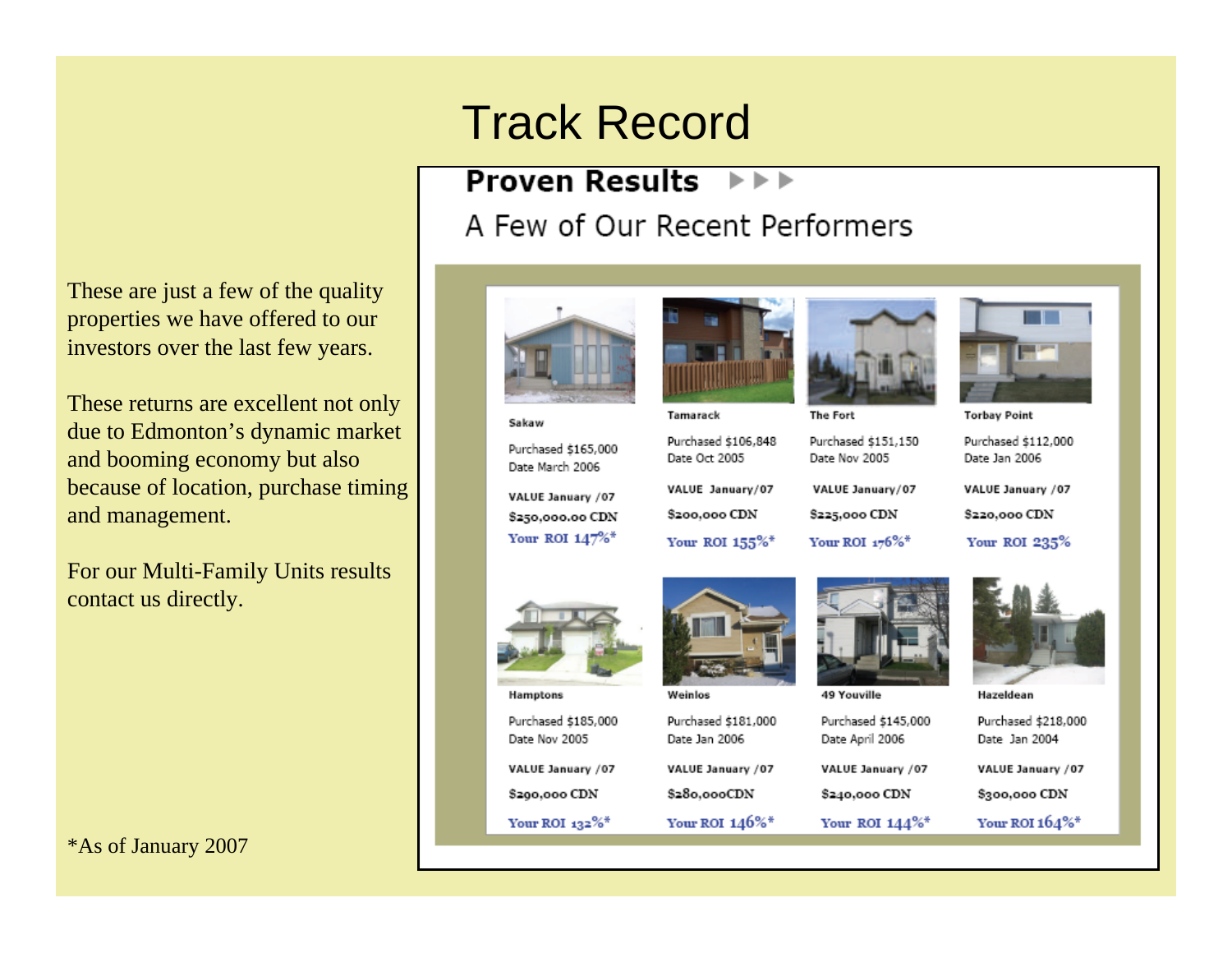# Track Record

These are just a few of the quality properties we have offered to our investors over the last few years.

These returns are excellent not only due to Edmonton's dynamic market and booming economy but also because of location, purchase timing and management.

For our Multi-Family Units results contact us directly.

## Proven Results

### A Few of Our Recent Performers

| Property | Purchased | Date | VALUE January /07 | Your ROI |
|---|---|---|---|---|
| Sakaw | $165,000 | March 2006 | $250,000.00 CDN | 147%* |
| Tamarack | $106,848 | Oct 2005 | $200,000 CDN | 155%* |
| The Fort | $151,150 | Nov 2005 | $225,000 CDN | 176%* |
| Torbay Point | $112,000 | Jan 2006 | $220,000 CDN | 235% |
| Hamptons | $185,000 | Nov 2005 | $290,000 CDN | 132%* |
| Weinlos | $181,000 | Jan 2006 | $280,000CDN | 146%* |
| 49 Youville | $145,000 | April 2006 | $240,000 CDN | 144%* |
| Hazeldean | $218,000 | Jan 2004 | $300,000 CDN | 164%* |

*As of January 2007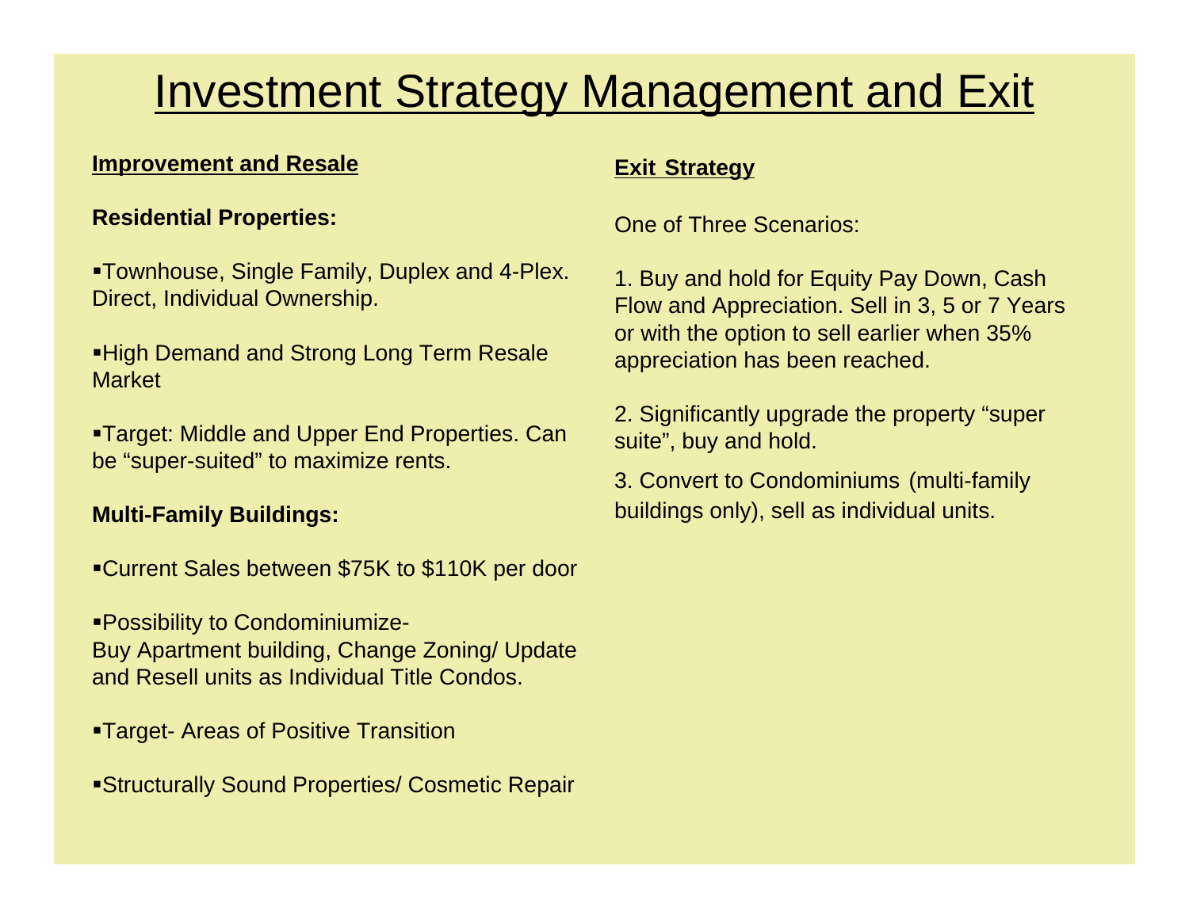# Investment Strategy Management and Exit

## Improvement and Resale

**Residential Properties:**

- Townhouse, Single Family, Duplex and 4-Plex. Direct, Individual Ownership.
- High Demand and Strong Long Term Resale Market
- Target: Middle and Upper End Properties. Can be "super-suited" to maximize rents.

**Multi-Family Buildings:**

- Current Sales between $75K to $110K per door
- Possibility to Condominiumize- Buy Apartment building, Change Zoning/ Update and Resell units as Individual Title Condos.
- Target- Areas of Positive Transition
- Structurally Sound Properties/ Cosmetic Repair

## Exit Strategy

One of Three Scenarios:

1. Buy and hold for Equity Pay Down, Cash Flow and Appreciation. Sell in 3, 5 or 7 Years or with the option to sell earlier when 35% appreciation has been reached.
2. Significantly upgrade the property "super suite", buy and hold.
3. Convert to Condominiums (multi-family buildings only), sell as individual units.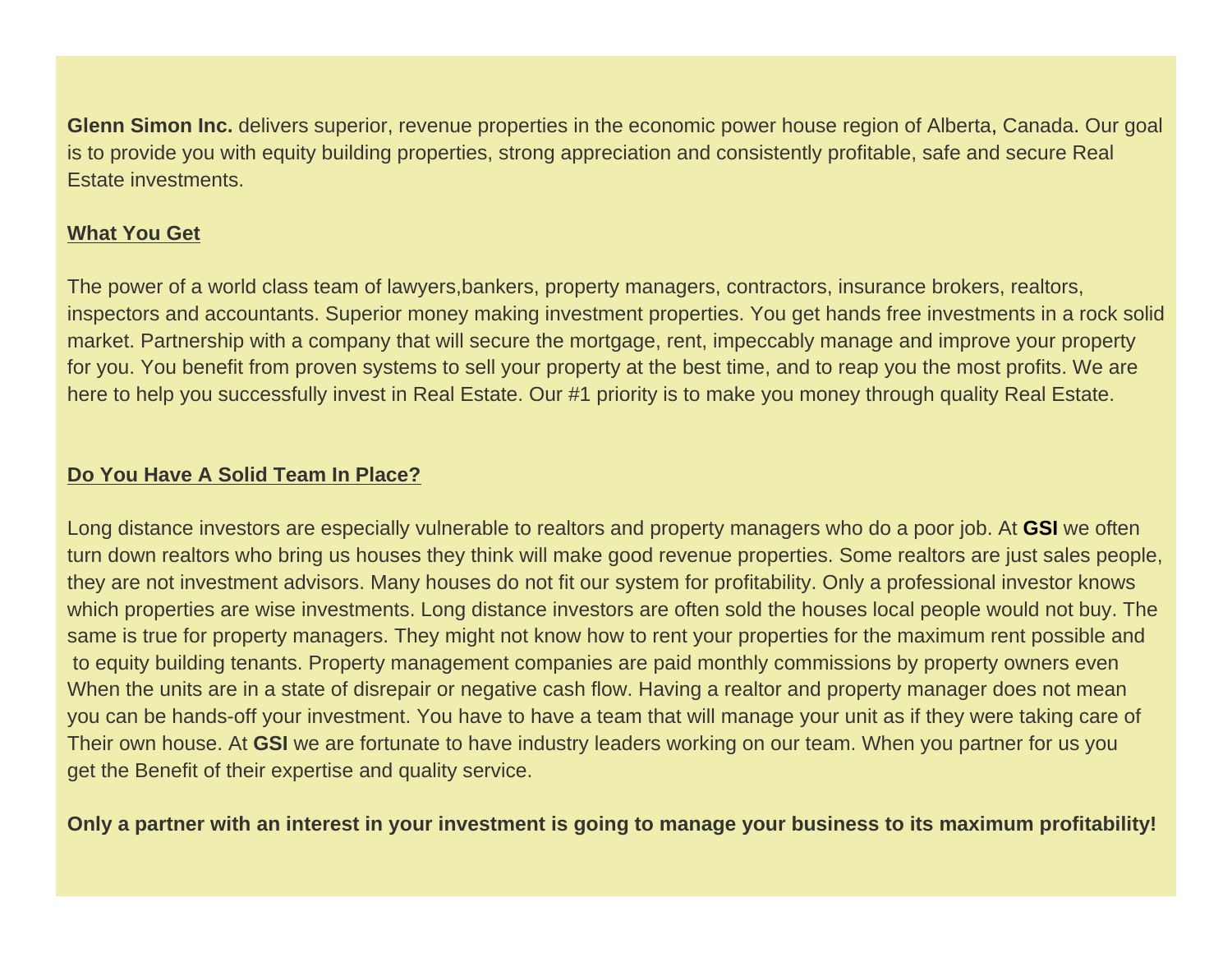**Glenn Simon Inc.** delivers superior, revenue properties in the economic power house region of Alberta, Canada. Our goal is to provide you with equity building properties, strong appreciation and consistently profitable, safe and secure Real Estate investments.

**What You Get**

The power of a world class team of lawyers,bankers, property managers, contractors, insurance brokers, realtors, inspectors and accountants. Superior money making investment properties. You get hands free investments in a rock solid market. Partnership with a company that will secure the mortgage, rent, impeccably manage and improve your property for you. You benefit from proven systems to sell your property at the best time, and to reap you the most profits. We are here to help you successfully invest in Real Estate. Our #1 priority is to make you money through quality Real Estate.

**Do You Have A Solid Team In Place?**

Long distance investors are especially vulnerable to realtors and property managers who do a poor job. At **GSI** we often turn down realtors who bring us houses they think will make good revenue properties. Some realtors are just sales people, they are not investment advisors. Many houses do not fit our system for profitability. Only a professional investor knows which properties are wise investments. Long distance investors are often sold the houses local people would not buy. The same is true for property managers. They might not know how to rent your properties for the maximum rent possible and to equity building tenants. Property management companies are paid monthly commissions by property owners even When the units are in a state of disrepair or negative cash flow. Having a realtor and property manager does not mean you can be hands-off your investment. You have to have a team that will manage your unit as if they were taking care of Their own house. At **GSI** we are fortunate to have industry leaders working on our team. When you partner for us you get the Benefit of their expertise and quality service.

**Only a partner with an interest in your investment is going to manage your business to its maximum profitability!**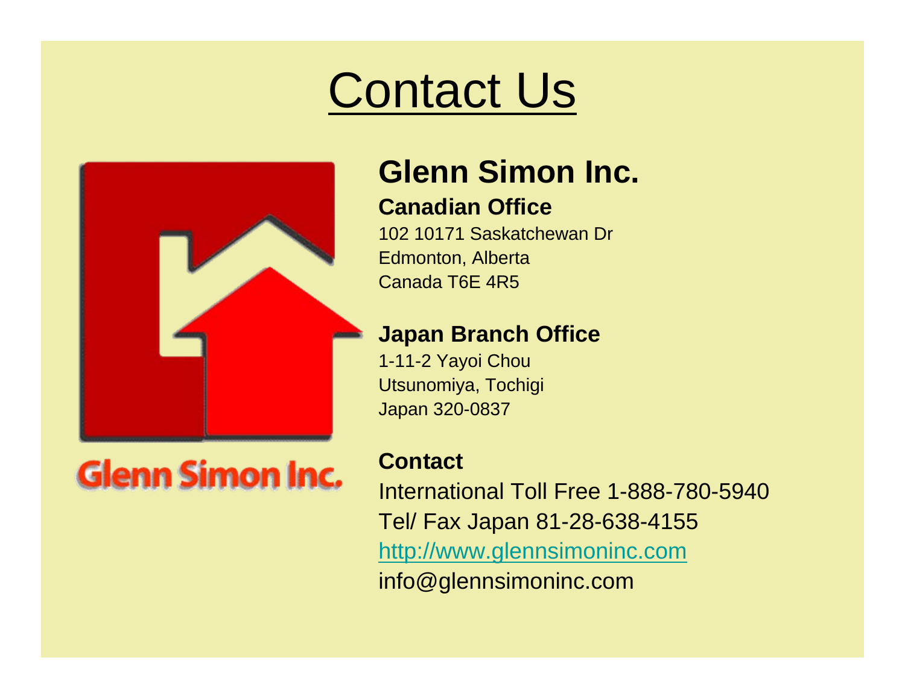# Contact Us

## Glenn Simon Inc.

### Canadian Office

102 10171 Saskatchewan Dr
Edmonton, Alberta
Canada T6E 4R5

### Japan Branch Office

1-11-2 Yayoi Chou
Utsunomiya, Tochigi
Japan 320-0837

### Contact

International Toll Free 1-888-780-5940
Tel/ Fax Japan 81-28-638-4155
http://www.glennsimoninc.com
info@glennsimoninc.com